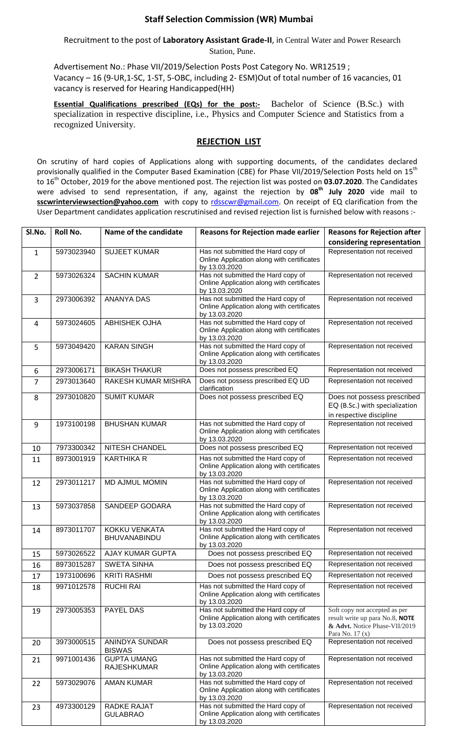## Staff Selection Commission (WR) Mumbai

Recruitment to the post of **Laboratory Assistant Grade-II**, in Central Water and Power Research Station, Pune.

Advertisement No.: Phase VII/2019/Selection Posts Post Category No. WR12519 ; Vacancy – 16 (9-UR,1-SC, 1-ST, 5-OBC, including 2- ESM)Out of total number of 16 vacancies, 01 vacancy is reserved for Hearing Handicapped(HH)

**Essential Qualifications prescribed (EQs) for the post:-** Bachelor of Science (B.Sc.) with specialization in respective discipline, i.e., Physics and Computer Science and Statistics from a recognized University.

## REJECTION LIST

On scrutiny of hard copies of Applications along with supporting documents, of the candidates declared provisionally qualified in the Computer Based Examination (CBE) for Phase VII/2019/Selection Posts held on 15th to 16th October, 2019 for the above mentioned post. The rejection list was posted on **03.07.2020**. The Candidates were advised to send representation, if any, against the rejection by **08th July 2020** vide mail to **sscwrinterviewsection@yahoo.com** with copy to rdsscwr@gmail.com. On receipt of EQ clarification from the User Department candidates application rescrutinised and revised rejection list is furnished below with reasons :-

| Sl.No. | Roll No. | Name of the candidate | Reasons for Rejection made earlier | Reasons for Rejection after considering representation |
|---|---|---|---|---|
| 1 | 5973023940 | SUJEET KUMAR | Has not submitted the Hard copy of Online Application along with certificates by 13.03.2020 | Representation not received |
| 2 | 5973026324 | SACHIN KUMAR | Has not submitted the Hard copy of Online Application along with certificates by 13.03.2020 | Representation not received |
| 3 | 2973006392 | ANANYA DAS | Has not submitted the Hard copy of Online Application along with certificates by 13.03.2020 | Representation not received |
| 4 | 5973024605 | ABHISHEK OJHA | Has not submitted the Hard copy of Online Application along with certificates by 13.03.2020 | Representation not received |
| 5 | 5973049420 | KARAN SINGH | Has not submitted the Hard copy of Online Application along with certificates by 13.03.2020 | Representation not received |
| 6 | 2973006171 | BIKASH THAKUR | Does not possess prescribed EQ | Representation not received |
| 7 | 2973013640 | RAKESH KUMAR MISHRA | Does not possess prescribed EQ UD clarification | Representation not received |
| 8 | 2973010820 | SUMIT KUMAR | Does not possess prescribed EQ | Does not possess prescribed EQ (B.Sc.) with specialization in respective discipline |
| 9 | 1973100198 | BHUSHAN KUMAR | Has not submitted the Hard copy of Online Application along with certificates by 13.03.2020 | Representation not received |
| 10 | 7973300342 | NITESH CHANDEL | Does not possess prescribed EQ | Representation not received |
| 11 | 8973001919 | KARTHIKA R | Has not submitted the Hard copy of Online Application along with certificates by 13.03.2020 | Representation not received |
| 12 | 2973011217 | MD AJMUL MOMIN | Has not submitted the Hard copy of Online Application along with certificates by 13.03.2020 | Representation not received |
| 13 | 5973037858 | SANDEEP GODARA | Has not submitted the Hard copy of Online Application along with certificates by 13.03.2020 | Representation not received |
| 14 | 8973011707 | KOKKU VENKATA BHUVANABINDU | Has not submitted the Hard copy of Online Application along with certificates by 13.03.2020 | Representation not received |
| 15 | 5973026522 | AJAY KUMAR GUPTA | Does not possess prescribed EQ | Representation not received |
| 16 | 8973015287 | SWETA SINHA | Does not possess prescribed EQ | Representation not received |
| 17 | 1973100696 | KRITI RASHMI | Does not possess prescribed EQ | Representation not received |
| 18 | 9971012578 | RUCHI RAI | Has not submitted the Hard copy of Online Application along with certificates by 13.03.2020 | Representation not received |
| 19 | 2973005353 | PAYEL DAS | Has not submitted the Hard copy of Online Application along with certificates by 13.03.2020 | Soft copy not accepted as per result write up para No.8, **NOTE** & Advt. Notice Phase-VII/2019 Para No. 17 (x) |
| 20 | 3973000515 | ANINDYA SUNDAR BISWAS | Does not possess prescribed EQ | Representation not received |
| 21 | 9971001436 | GUPTA UMANG RAJESHKUMAR | Has not submitted the Hard copy of Online Application along with certificates by 13.03.2020 | Representation not received |
| 22 | 5973029076 | AMAN KUMAR | Has not submitted the Hard copy of Online Application along with certificates by 13.03.2020 | Representation not received |
| 23 | 4973300129 | RADKE RAJAT GULABRAO | Has not submitted the Hard copy of Online Application along with certificates by 13.03.2020 | Representation not received |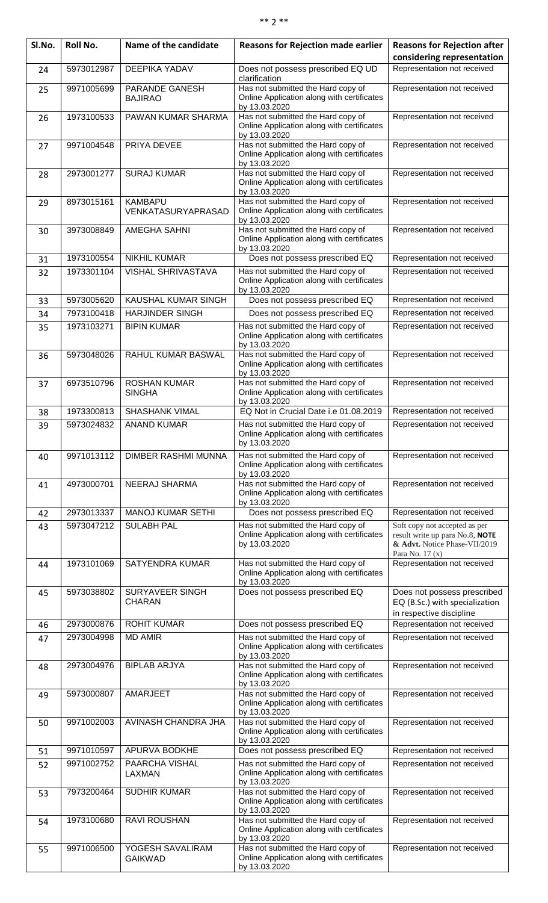| Sl.No. | Roll No. | Name of the candidate | Reasons for Rejection made earlier | Reasons for Rejection after considering representation |
|---|---|---|---|---|
| 24 | 5973012987 | DEEPIKA YADAV | Does not possess prescribed EQ UD clarification | Representation not received |
| 25 | 9971005699 | PARANDE GANESH BAJIRAO | Has not submitted the Hard copy of Online Application along with certificates by 13.03.2020 | Representation not received |
| 26 | 1973100533 | PAWAN KUMAR SHARMA | Has not submitted the Hard copy of Online Application along with certificates by 13.03.2020 | Representation not received |
| 27 | 9971004548 | PRIYA DEVEE | Has not submitted the Hard copy of Online Application along with certificates by 13.03.2020 | Representation not received |
| 28 | 2973001277 | SURAJ KUMAR | Has not submitted the Hard copy of Online Application along with certificates by 13.03.2020 | Representation not received |
| 29 | 8973015161 | KAMBAPU VENKATASURYAPRASAD | Has not submitted the Hard copy of Online Application along with certificates by 13.03.2020 | Representation not received |
| 30 | 3973008849 | AMEGHA SAHNI | Has not submitted the Hard copy of Online Application along with certificates by 13.03.2020 | Representation not received |
| 31 | 1973100554 | NIKHIL KUMAR | Does not possess prescribed EQ | Representation not received |
| 32 | 1973301104 | VISHAL SHRIVASTAVA | Has not submitted the Hard copy of Online Application along with certificates by 13.03.2020 | Representation not received |
| 33 | 5973005620 | KAUSHAL KUMAR SINGH | Does not possess prescribed EQ | Representation not received |
| 34 | 7973100418 | HARJINDER SINGH | Does not possess prescribed EQ | Representation not received |
| 35 | 1973103271 | BIPIN KUMAR | Has not submitted the Hard copy of Online Application along with certificates by 13.03.2020 | Representation not received |
| 36 | 5973048026 | RAHUL KUMAR BASWAL | Has not submitted the Hard copy of Online Application along with certificates by 13.03.2020 | Representation not received |
| 37 | 6973510796 | ROSHAN KUMAR SINGHA | Has not submitted the Hard copy of Online Application along with certificates by 13.03.2020 | Representation not received |
| 38 | 1973300813 | SHASHANK VIMAL | EQ Not in Crucial Date i.e 01.08.2019 | Representation not received |
| 39 | 5973024832 | ANAND KUMAR | Has not submitted the Hard copy of Online Application along with certificates by 13.03.2020 | Representation not received |
| 40 | 9971013112 | DIMBER RASHMI MUNNA | Has not submitted the Hard copy of Online Application along with certificates by 13.03.2020 | Representation not received |
| 41 | 4973000701 | NEERAJ SHARMA | Has not submitted the Hard copy of Online Application along with certificates by 13.03.2020 | Representation not received |
| 42 | 2973013337 | MANOJ KUMAR SETHI | Does not possess prescribed EQ | Representation not received |
| 43 | 5973047212 | SULABH PAL | Has not submitted the Hard copy of Online Application along with certificates by 13.03.2020 | Soft copy not accepted as per result write up para No.8, **NOTE** **& Advt.** Notice Phase-VII/2019 Para No. 17 (x) |
| 44 | 1973101069 | SATYENDRA KUMAR | Has not submitted the Hard copy of Online Application along with certificates by 13.03.2020 | Representation not received |
| 45 | 5973038802 | SURYAVEER SINGH CHARAN | Does not possess prescribed EQ | Does not possess prescribed EQ (B.Sc.) with specialization in respective discipline |
| 46 | 2973000876 | ROHIT KUMAR | Does not possess prescribed EQ | Representation not received |
| 47 | 2973004998 | MD AMIR | Has not submitted the Hard copy of Online Application along with certificates by 13.03.2020 | Representation not received |
| 48 | 2973004976 | BIPLAB ARJYA | Has not submitted the Hard copy of Online Application along with certificates by 13.03.2020 | Representation not received |
| 49 | 5973000807 | AMARJEET | Has not submitted the Hard copy of Online Application along with certificates by 13.03.2020 | Representation not received |
| 50 | 9971002003 | AVINASH CHANDRA JHA | Has not submitted the Hard copy of Online Application along with certificates by 13.03.2020 | Representation not received |
| 51 | 9971010597 | APURVA BODKHE | Does not possess prescribed EQ | Representation not received |
| 52 | 9971002752 | PAARCHA VISHAL LAXMAN | Has not submitted the Hard copy of Online Application along with certificates by 13.03.2020 | Representation not received |
| 53 | 7973200464 | SUDHIR KUMAR | Has not submitted the Hard copy of Online Application along with certificates by 13.03.2020 | Representation not received |
| 54 | 1973100680 | RAVI ROUSHAN | Has not submitted the Hard copy of Online Application along with certificates by 13.03.2020 | Representation not received |
| 55 | 9971006500 | YOGESH SAVALIRAM GAIKWAD | Has not submitted the Hard copy of Online Application along with certificates by 13.03.2020 | Representation not received |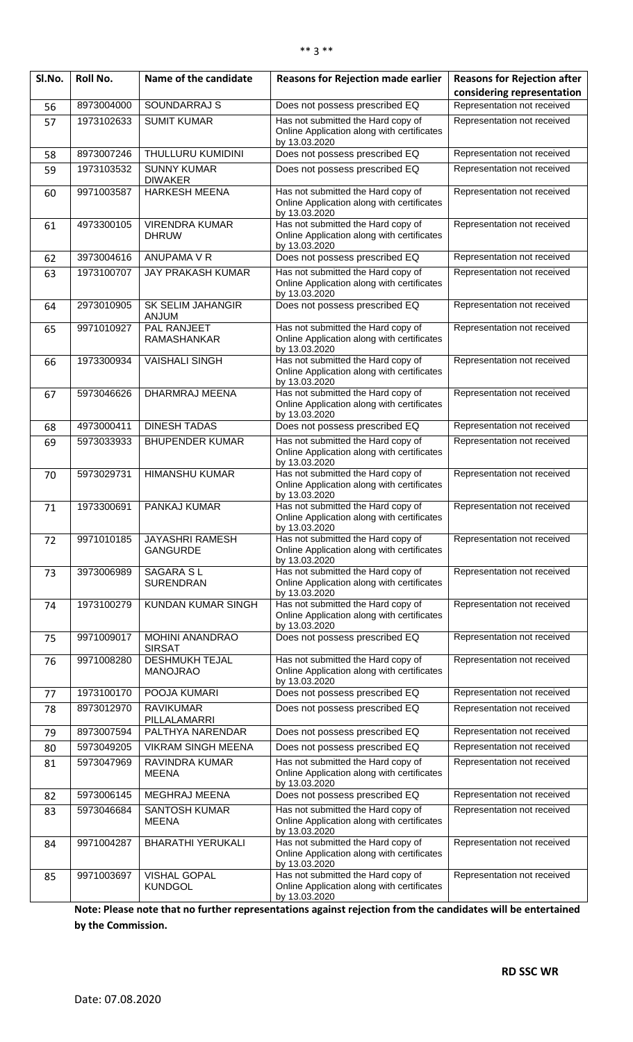| Sl.No. | Roll No. | Name of the candidate | Reasons for Rejection made earlier | Reasons for Rejection after considering representation |
|---|---|---|---|---|
| 56 | 8973004000 | SOUNDARRAJ S | Does not possess prescribed EQ | Representation not received |
| 57 | 1973102633 | SUMIT KUMAR | Has not submitted the Hard copy of Online Application along with certificates by 13.03.2020 | Representation not received |
| 58 | 8973007246 | THULLURU KUMIDINI | Does not possess prescribed EQ | Representation not received |
| 59 | 1973103532 | SUNNY KUMAR DIWAKER | Does not possess prescribed EQ | Representation not received |
| 60 | 9971003587 | HARKESH MEENA | Has not submitted the Hard copy of Online Application along with certificates by 13.03.2020 | Representation not received |
| 61 | 4973300105 | VIRENDRA KUMAR DHRUW | Has not submitted the Hard copy of Online Application along with certificates by 13.03.2020 | Representation not received |
| 62 | 3973004616 | ANUPAMA V R | Does not possess prescribed EQ | Representation not received |
| 63 | 1973100707 | JAY PRAKASH KUMAR | Has not submitted the Hard copy of Online Application along with certificates by 13.03.2020 | Representation not received |
| 64 | 2973010905 | SK SELIM JAHANGIR ANJUM | Does not possess prescribed EQ | Representation not received |
| 65 | 9971010927 | PAL RANJEET RAMASHANKAR | Has not submitted the Hard copy of Online Application along with certificates by 13.03.2020 | Representation not received |
| 66 | 1973300934 | VAISHALI SINGH | Has not submitted the Hard copy of Online Application along with certificates by 13.03.2020 | Representation not received |
| 67 | 5973046626 | DHARMRAJ MEENA | Has not submitted the Hard copy of Online Application along with certificates by 13.03.2020 | Representation not received |
| 68 | 4973000411 | DINESH TADAS | Does not possess prescribed EQ | Representation not received |
| 69 | 5973033933 | BHUPENDER KUMAR | Has not submitted the Hard copy of Online Application along with certificates by 13.03.2020 | Representation not received |
| 70 | 5973029731 | HIMANSHU KUMAR | Has not submitted the Hard copy of Online Application along with certificates by 13.03.2020 | Representation not received |
| 71 | 1973300691 | PANKAJ KUMAR | Has not submitted the Hard copy of Online Application along with certificates by 13.03.2020 | Representation not received |
| 72 | 9971010185 | JAYASHRI RAMESH GANGURDE | Has not submitted the Hard copy of Online Application along with certificates by 13.03.2020 | Representation not received |
| 73 | 3973006989 | SAGARA S L SURENDRAN | Has not submitted the Hard copy of Online Application along with certificates by 13.03.2020 | Representation not received |
| 74 | 1973100279 | KUNDAN KUMAR SINGH | Has not submitted the Hard copy of Online Application along with certificates by 13.03.2020 | Representation not received |
| 75 | 9971009017 | MOHINI ANANDRAO SIRSAT | Does not possess prescribed EQ | Representation not received |
| 76 | 9971008280 | DESHMUKH TEJAL MANOJRAO | Has not submitted the Hard copy of Online Application along with certificates by 13.03.2020 | Representation not received |
| 77 | 1973100170 | POOJA KUMARI | Does not possess prescribed EQ | Representation not received |
| 78 | 8973012970 | RAVIKUMAR PILLALAMARRI | Does not possess prescribed EQ | Representation not received |
| 79 | 8973007594 | PALTHYA NARENDAR | Does not possess prescribed EQ | Representation not received |
| 80 | 5973049205 | VIKRAM SINGH MEENA | Does not possess prescribed EQ | Representation not received |
| 81 | 5973047969 | RAVINDRA KUMAR MEENA | Has not submitted the Hard copy of Online Application along with certificates by 13.03.2020 | Representation not received |
| 82 | 5973006145 | MEGHRAJ MEENA | Does not possess prescribed EQ | Representation not received |
| 83 | 5973046684 | SANTOSH KUMAR MEENA | Has not submitted the Hard copy of Online Application along with certificates by 13.03.2020 | Representation not received |
| 84 | 9971004287 | BHARATHI YERUKALI | Has not submitted the Hard copy of Online Application along with certificates by 13.03.2020 | Representation not received |
| 85 | 9971003697 | VISHAL GOPAL KUNDGOL | Has not submitted the Hard copy of Online Application along with certificates by 13.03.2020 | Representation not received |

**Note: Please note that no further representations against rejection from the candidates will be entertained by the Commission.**

**RD SSC WR**

Date: 07.08.2020